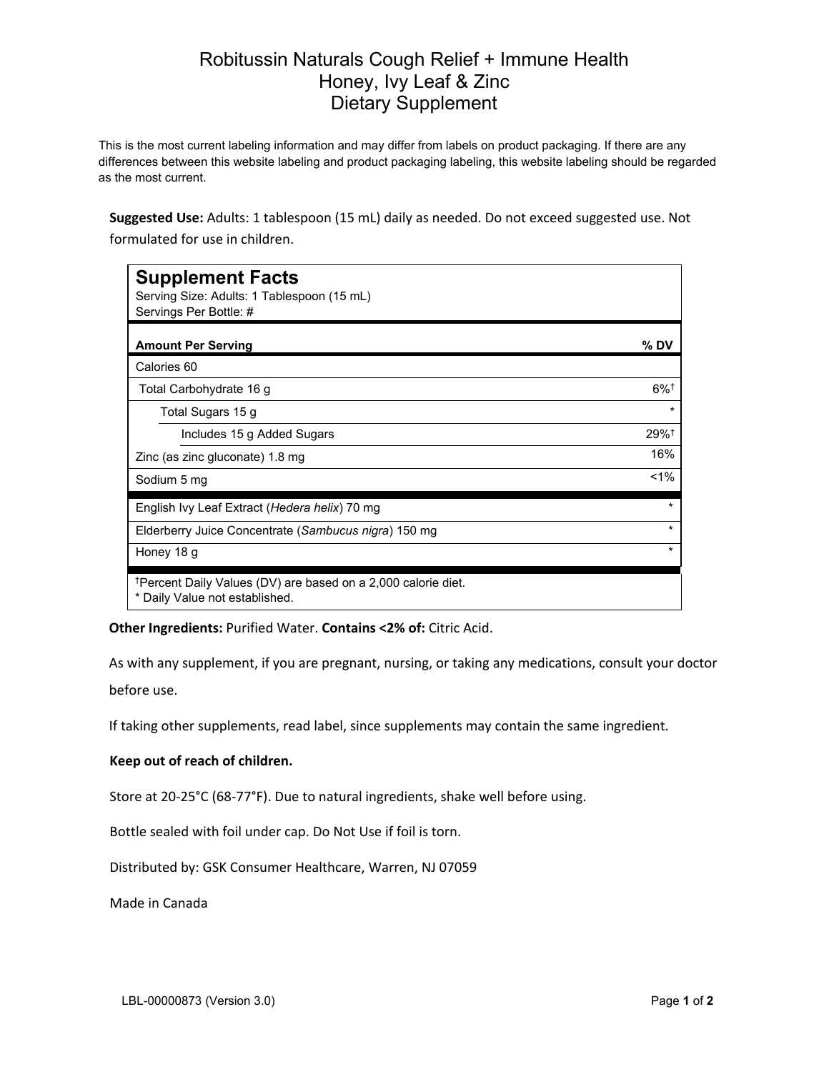# Robitussin Naturals Cough Relief + Immune Health
# Honey, Ivy Leaf & Zinc
# Dietary Supplement

This is the most current labeling information and may differ from labels on product packaging. If there are any differences between this website labeling and product packaging labeling, this website labeling should be regarded as the most current.

**Suggested Use:** Adults: 1 tablespoon (15 mL) daily as needed. Do not exceed suggested use. Not formulated for use in children.

## Supplement Facts

Serving Size: Adults: 1 Tablespoon (15 mL)
Servings Per Bottle: #

| Amount Per Serving | % DV |
|---|---|
| Calories 60 | |
| Total Carbohydrate 16 g | 6%† |
| Total Sugars 15 g | * |
| Includes 15 g Added Sugars | 29%† |
| Zinc (as zinc gluconate) 1.8 mg | 16% |
| Sodium 5 mg | <1% |
| English Ivy Leaf Extract (*Hedera helix*) 70 mg | * |
| Elderberry Juice Concentrate (*Sambucus nigra*) 150 mg | * |
| Honey 18 g | * |

†Percent Daily Values (DV) are based on a 2,000 calorie diet.
* Daily Value not established.

**Other Ingredients:** Purified Water. **Contains <2% of:** Citric Acid.

As with any supplement, if you are pregnant, nursing, or taking any medications, consult your doctor before use.

If taking other supplements, read label, since supplements may contain the same ingredient.

**Keep out of reach of children.**

Store at 20-25°C (68-77°F). Due to natural ingredients, shake well before using.

Bottle sealed with foil under cap. Do Not Use if foil is torn.

Distributed by: GSK Consumer Healthcare, Warren, NJ 07059

Made in Canada

LBL-00000873 (Version 3.0)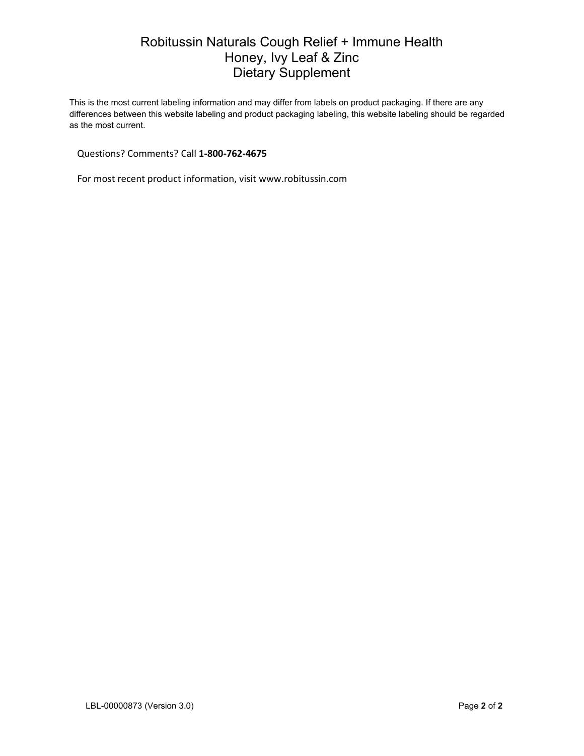# Robitussin Naturals Cough Relief + Immune Health
# Honey, Ivy Leaf & Zinc
# Dietary Supplement

This is the most current labeling information and may differ from labels on product packaging. If there are any differences between this website labeling and product packaging labeling, this website labeling should be regarded as the most current.

Questions? Comments? Call **1-800-762-4675**

For most recent product information, visit www.robitussin.com

LBL-00000873 (Version 3.0)